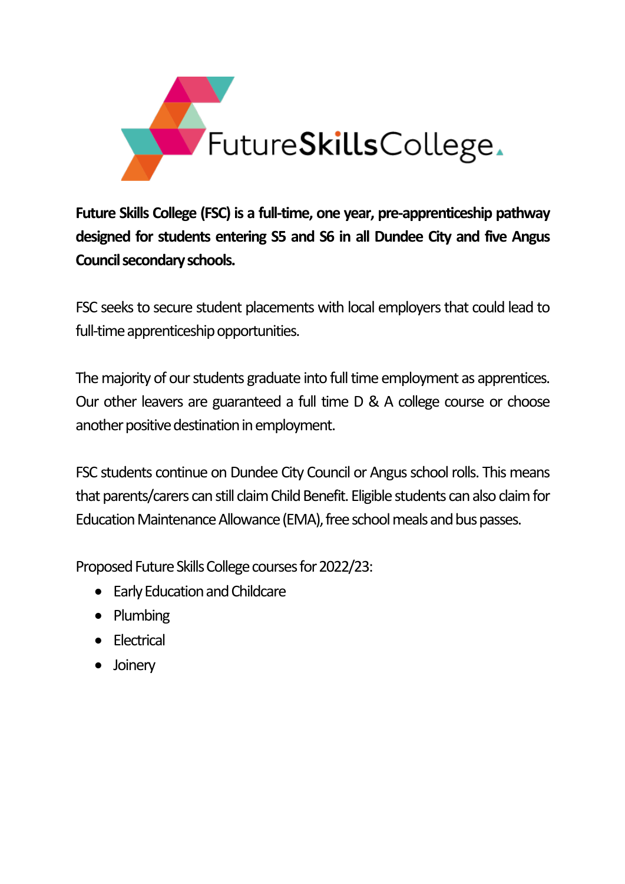FutureSkillsCollege.

**Future Skills College (FSC) is a full-time, one year, pre-apprenticeship pathway designed for students entering S5 and S6 in all Dundee City and five Angus Council secondary schools.**

FSC seeks to secure student placements with local employers that could lead to full-time apprenticeship opportunities.

The majority of our students graduate into full time employment as apprentices. Our other leavers are guaranteed a full time D & A college course or choose another positive destination in employment.

FSC students continue on Dundee City Council or Angus school rolls. This means that parents/carers can still claim Child Benefit. Eligible students can also claim for Education Maintenance Allowance (EMA), free school meals and bus passes.

Proposed Future Skills College courses for 2022/23:

- Early Education and Childcare
- Plumbing
- Electrical
- Joinery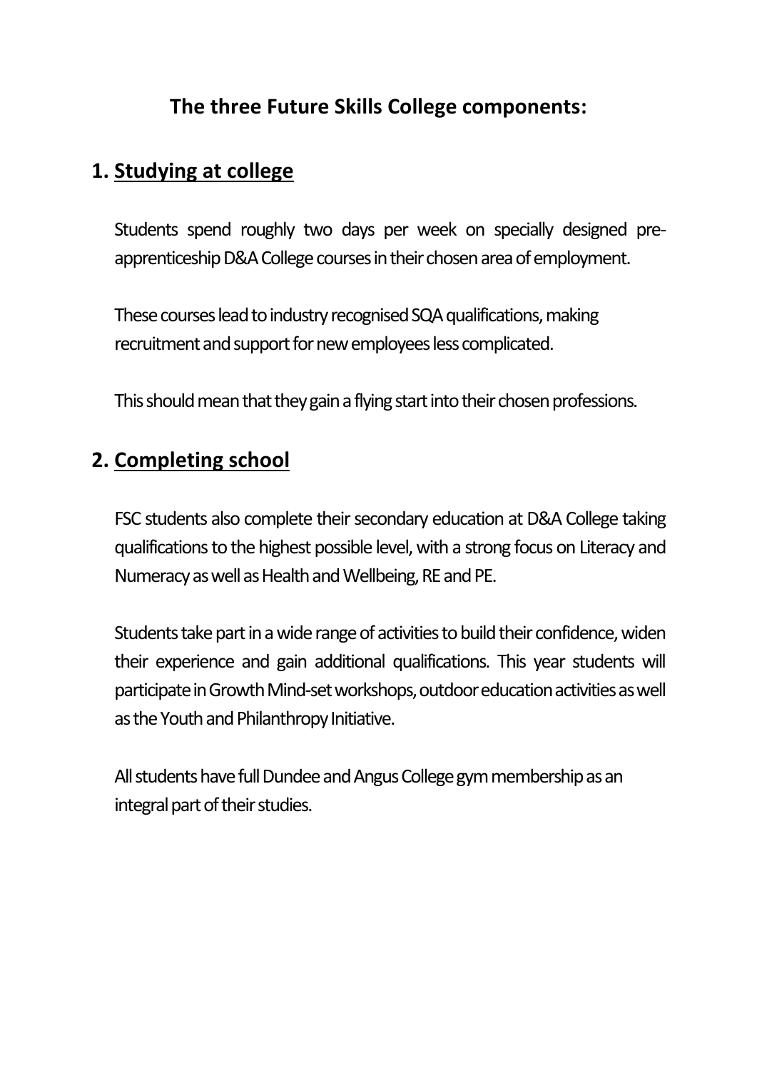## The three Future Skills College components:

### 1. Studying at college

Students spend roughly two days per week on specially designed pre-apprenticeship D&A College courses in their chosen area of employment.

These courses lead to industry recognised SQA qualifications, making recruitment and support for new employees less complicated.

This should mean that they gain a flying start into their chosen professions.

### 2. Completing school

FSC students also complete their secondary education at D&A College taking qualifications to the highest possible level, with a strong focus on Literacy and Numeracy as well as Health and Wellbeing, RE and PE.

Students take part in a wide range of activities to build their confidence, widen their experience and gain additional qualifications. This year students will participate in Growth Mind-set workshops, outdoor education activities as well as the Youth and Philanthropy Initiative.

All students have full Dundee and Angus College gym membership as an integral part of their studies.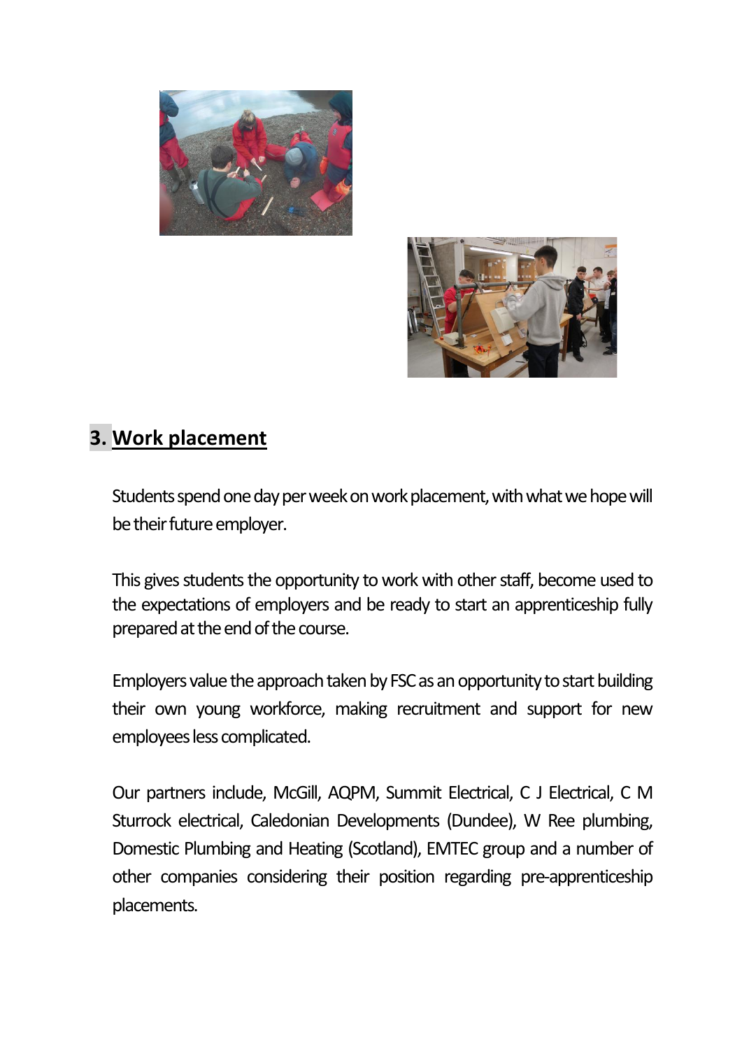## 3. Work placement

Students spend one day per week on work placement, with what we hope will be their future employer.

This gives students the opportunity to work with other staff, become used to the expectations of employers and be ready to start an apprenticeship fully prepared at the end of the course.

Employers value the approach taken by FSC as an opportunity to start building their own young workforce, making recruitment and support for new employees less complicated.

Our partners include, McGill, AQPM, Summit Electrical, C J Electrical, C M Sturrock electrical, Caledonian Developments (Dundee), W Ree plumbing, Domestic Plumbing and Heating (Scotland), EMTEC group and a number of other companies considering their position regarding pre-apprenticeship placements.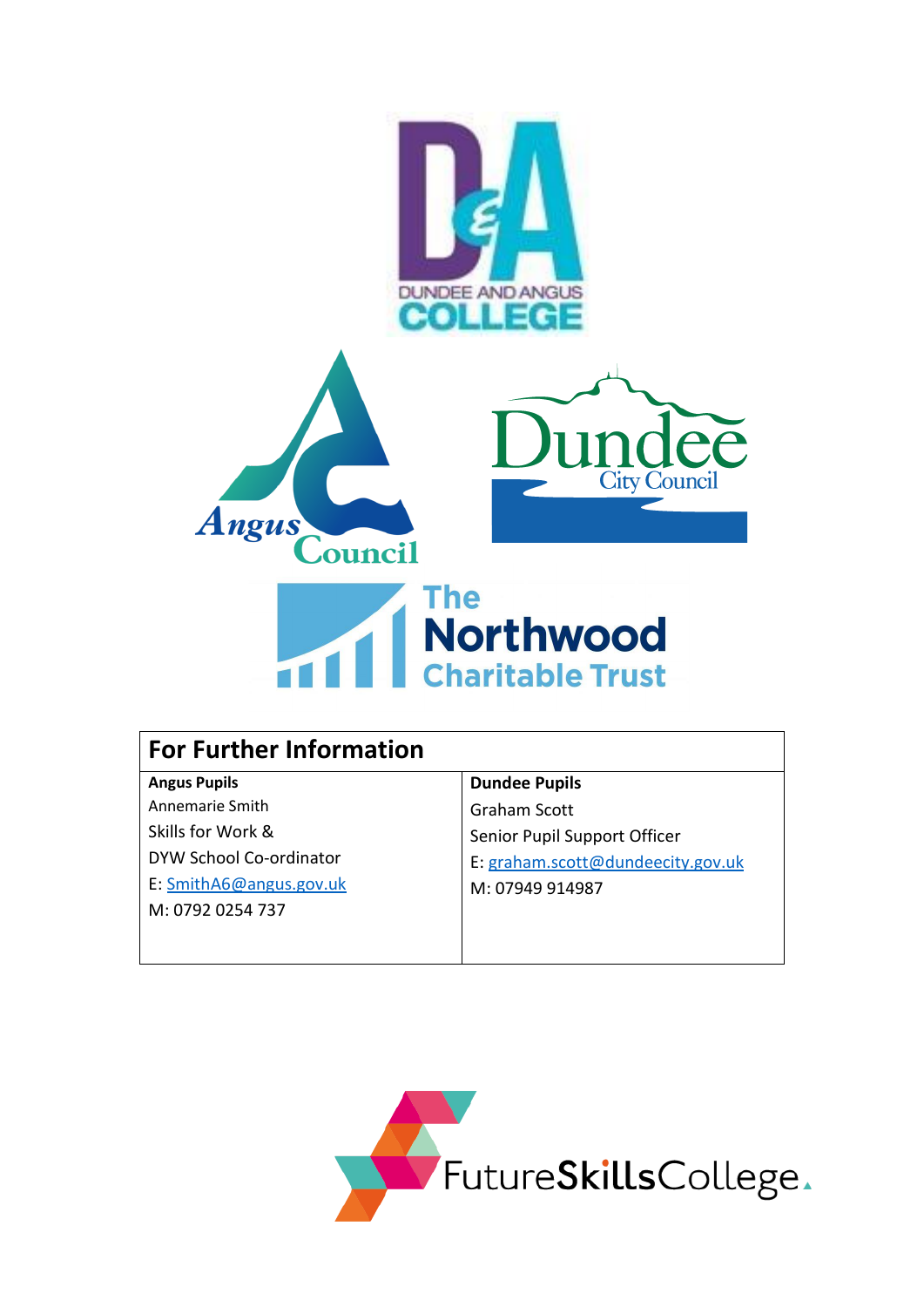## For Further Information

| Angus Pupils | Dundee Pupils |
|---|---|
| Annemarie Smith<br>Skills for Work &<br>DYW School Co-ordinator<br>E: SmithA6@angus.gov.uk<br>M: 0792 0254 737 | Graham Scott<br>Senior Pupil Support Officer<br>E: graham.scott@dundeecity.gov.uk<br>M: 07949 914987 |